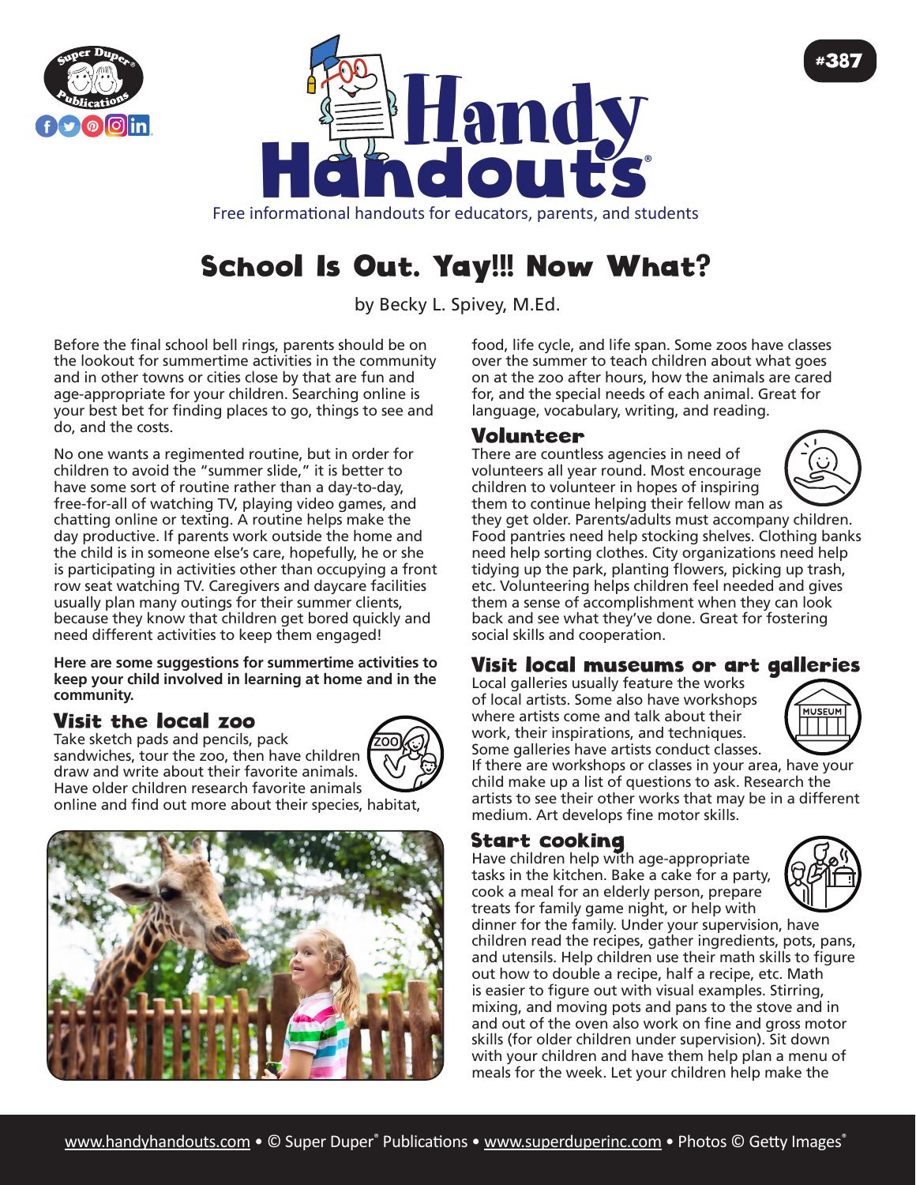#387

# Handy Handouts®

Free informational handouts for educators, parents, and students

# School Is Out. Yay!!! Now What?

by Becky L. Spivey, M.Ed.

Before the final school bell rings, parents should be on the lookout for summertime activities in the community and in other towns or cities close by that are fun and age-appropriate for your children. Searching online is your best bet for finding places to go, things to see and do, and the costs.

No one wants a regimented routine, but in order for children to avoid the "summer slide," it is better to have some sort of routine rather than a day-to-day, free-for-all of watching TV, playing video games, and chatting online or texting. A routine helps make the day productive. If parents work outside the home and the child is in someone else's care, hopefully, he or she is participating in activities other than occupying a front row seat watching TV. Caregivers and daycare facilities usually plan many outings for their summer clients, because they know that children get bored quickly and need different activities to keep them engaged!

**Here are some suggestions for summertime activities to keep your child involved in learning at home and in the community.**

## Visit the local zoo

Take sketch pads and pencils, pack sandwiches, tour the zoo, then have children draw and write about their favorite animals. Have older children research favorite animals online and find out more about their species, habitat, food, life cycle, and life span. Some zoos have classes over the summer to teach children about what goes on at the zoo after hours, how the animals are cared for, and the special needs of each animal. Great for language, vocabulary, writing, and reading.

## Volunteer

There are countless agencies in need of volunteers all year round. Most encourage children to volunteer in hopes of inspiring them to continue helping their fellow man as they get older. Parents/adults must accompany children. Food pantries need help stocking shelves. Clothing banks need help sorting clothes. City organizations need help tidying up the park, planting flowers, picking up trash, etc. Volunteering helps children feel needed and gives them a sense of accomplishment when they can look back and see what they've done. Great for fostering social skills and cooperation.

## Visit local museums or art galleries

Local galleries usually feature the works of local artists. Some also have workshops where artists come and talk about their work, their inspirations, and techniques. Some galleries have artists conduct classes. If there are workshops or classes in your area, have your child make up a list of questions to ask. Research the artists to see their other works that may be in a different medium. Art develops fine motor skills.

## Start cooking

Have children help with age-appropriate tasks in the kitchen. Bake a cake for a party, cook a meal for an elderly person, prepare treats for family game night, or help with dinner for the family. Under your supervision, have children read the recipes, gather ingredients, pots, pans, and utensils. Help children use their math skills to figure out how to double a recipe, half a recipe, etc. Math is easier to figure out with visual examples. Stirring, mixing, and moving pots and pans to the stove and in and out of the oven also work on fine and gross motor skills (for older children under supervision). Sit down with your children and have them help plan a menu of meals for the week. Let your children help make the

www.handyhandouts.com • © Super Duper® Publications • www.superduperinc.com • Photos © Getty Images®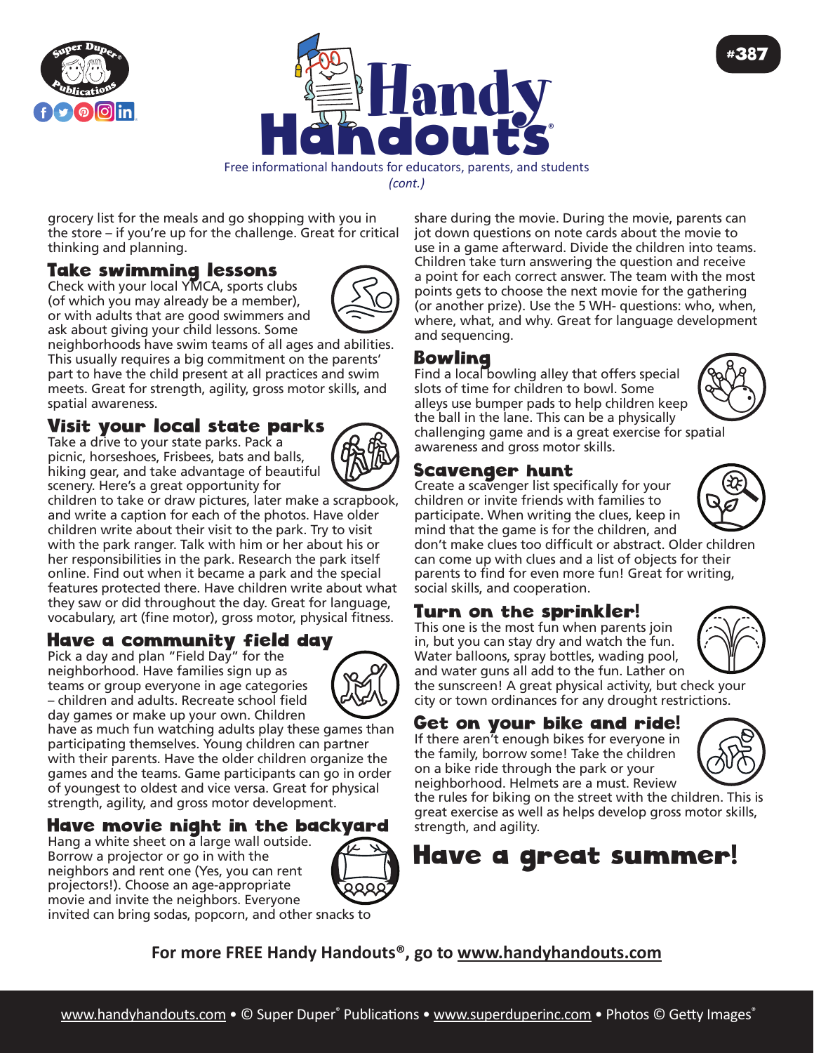grocery list for the meals and go shopping with you in the store – if you're up for the challenge. Great for critical thinking and planning.

## Take swimming lessons

Check with your local YMCA, sports clubs (of which you may already be a member), or with adults that are good swimmers and ask about giving your child lessons. Some neighborhoods have swim teams of all ages and abilities. This usually requires a big commitment on the parents' part to have the child present at all practices and swim meets. Great for strength, agility, gross motor skills, and spatial awareness.

## Visit your local state parks

Take a drive to your state parks. Pack a picnic, horseshoes, Frisbees, bats and balls, hiking gear, and take advantage of beautiful scenery. Here's a great opportunity for children to take or draw pictures, later make a scrapbook, and write a caption for each of the photos. Have older children write about their visit to the park. Try to visit with the park ranger. Talk with him or her about his or her responsibilities in the park. Research the park itself online. Find out when it became a park and the special features protected there. Have children write about what they saw or did throughout the day. Great for language, vocabulary, art (fine motor), gross motor, physical fitness.

## Have a community field day

Pick a day and plan "Field Day" for the neighborhood. Have families sign up as teams or group everyone in age categories – children and adults. Recreate school field day games or make up your own. Children have as much fun watching adults play these games than participating themselves. Young children can partner with their parents. Have the older children organize the games and the teams. Game participants can go in order of youngest to oldest and vice versa. Great for physical strength, agility, and gross motor development.

## Have movie night in the backyard

Hang a white sheet on a large wall outside. Borrow a projector or go in with the neighbors and rent one (Yes, you can rent projectors!). Choose an age-appropriate movie and invite the neighbors. Everyone invited can bring sodas, popcorn, and other snacks to share during the movie. During the movie, parents can jot down questions on note cards about the movie to use in a game afterward. Divide the children into teams. Children take turn answering the question and receive a point for each correct answer. The team with the most points gets to choose the next movie for the gathering (or another prize). Use the 5 WH- questions: who, when, where, what, and why. Great for language development and sequencing.

## Bowling

Find a local bowling alley that offers special slots of time for children to bowl. Some alleys use bumper pads to help children keep the ball in the lane. This can be a physically challenging game and is a great exercise for spatial awareness and gross motor skills.

## Scavenger hunt

Create a scavenger list specifically for your children or invite friends with families to participate. When writing the clues, keep in mind that the game is for the children, and don't make clues too difficult or abstract. Older children can come up with clues and a list of objects for their parents to find for even more fun! Great for writing, social skills, and cooperation.

## Turn on the sprinkler!

This one is the most fun when parents join in, but you can stay dry and watch the fun. Water balloons, spray bottles, wading pool, and water guns all add to the fun. Lather on the sunscreen! A great physical activity, but check your city or town ordinances for any drought restrictions.

## Get on your bike and ride!

If there aren't enough bikes for everyone in the family, borrow some! Take the children on a bike ride through the park or your neighborhood. Helmets are a must. Review the rules for biking on the street with the children. This is great exercise as well as helps develop gross motor skills, strength, and agility.

# Have a great summer!

**For more FREE Handy Handouts®, go to www.handyhandouts.com**